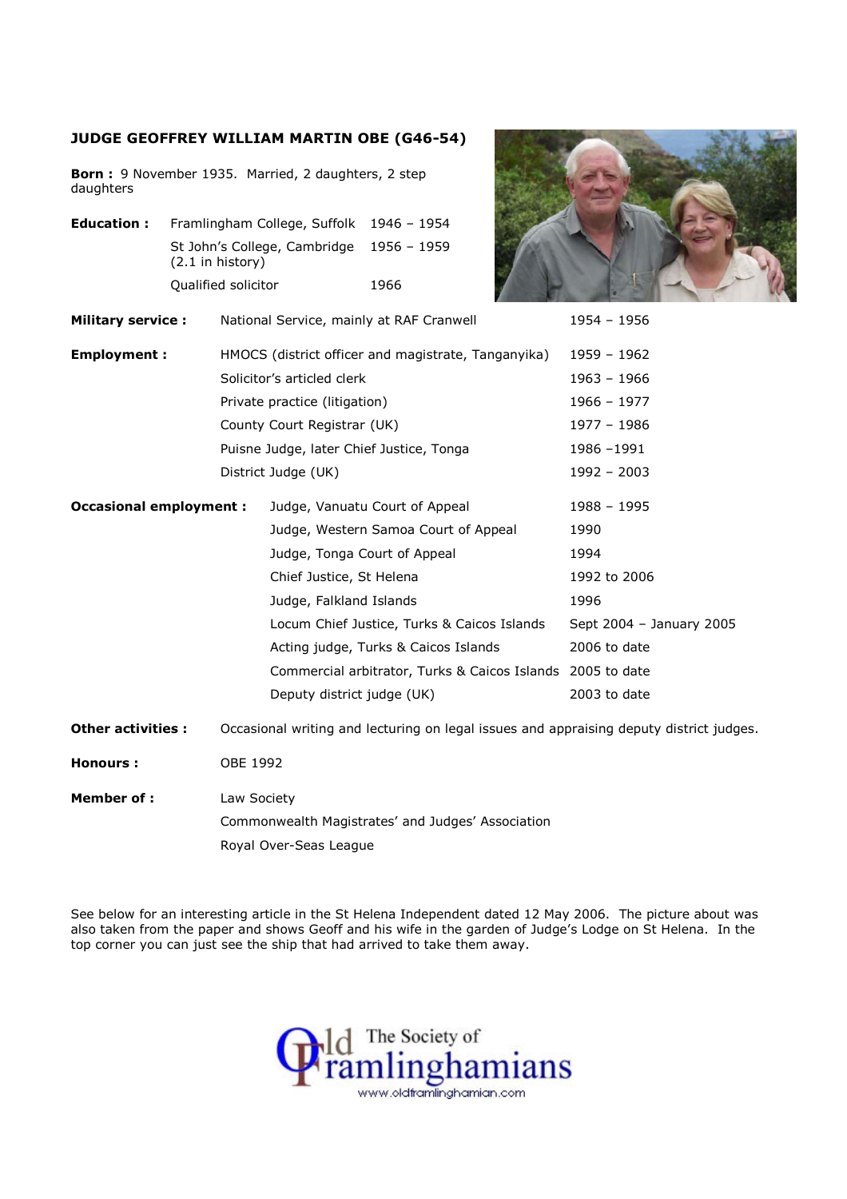# JUDGE GEOFFREY WILLIAM MARTIN OBE (G46-54)

**Born :** 9 November 1935. Married, 2 daughters, 2 step daughters

| **Education :** | | |
|---|---|---|
| | Framlingham College, Suffolk | 1946 – 1954 |
| | St John's College, Cambridge (2.1 in history) | 1956 – 1959 |
| | Qualified solicitor | 1966 |

| **Military service :** | | |
|---|---|---|
| | National Service, mainly at RAF Cranwell | 1954 – 1956 |

| **Employment :** | | |
|---|---|---|
| | HMOCS (district officer and magistrate, Tanganyika) | 1959 – 1962 |
| | Solicitor's articled clerk | 1963 – 1966 |
| | Private practice (litigation) | 1966 – 1977 |
| | County Court Registrar (UK) | 1977 – 1986 |
| | Puisne Judge, later Chief Justice, Tonga | 1986 –1991 |
| | District Judge (UK) | 1992 – 2003 |

| **Occasional employment :** | | |
|---|---|---|
| | Judge, Vanuatu Court of Appeal | 1988 – 1995 |
| | Judge, Western Samoa Court of Appeal | 1990 |
| | Judge, Tonga Court of Appeal | 1994 |
| | Chief Justice, St Helena | 1992 to 2006 |
| | Judge, Falkland Islands | 1996 |
| | Locum Chief Justice, Turks & Caicos Islands | Sept 2004 – January 2005 |
| | Acting judge, Turks & Caicos Islands | 2006 to date |
| | Commercial arbitrator, Turks & Caicos Islands | 2005 to date |
| | Deputy district judge (UK) | 2003 to date |

**Other activities :** Occasional writing and lecturing on legal issues and appraising deputy district judges.

**Honours :** OBE 1992

**Member of :**
Law Society
Commonwealth Magistrates' and Judges' Association
Royal Over-Seas League

See below for an interesting article in the St Helena Independent dated 12 May 2006. The picture about was also taken from the paper and shows Geoff and his wife in the garden of Judge's Lodge on St Helena. In the top corner you can just see the ship that had arrived to take them away.

Old Framlinghamians
The Society of
www.oldframlinghamian.com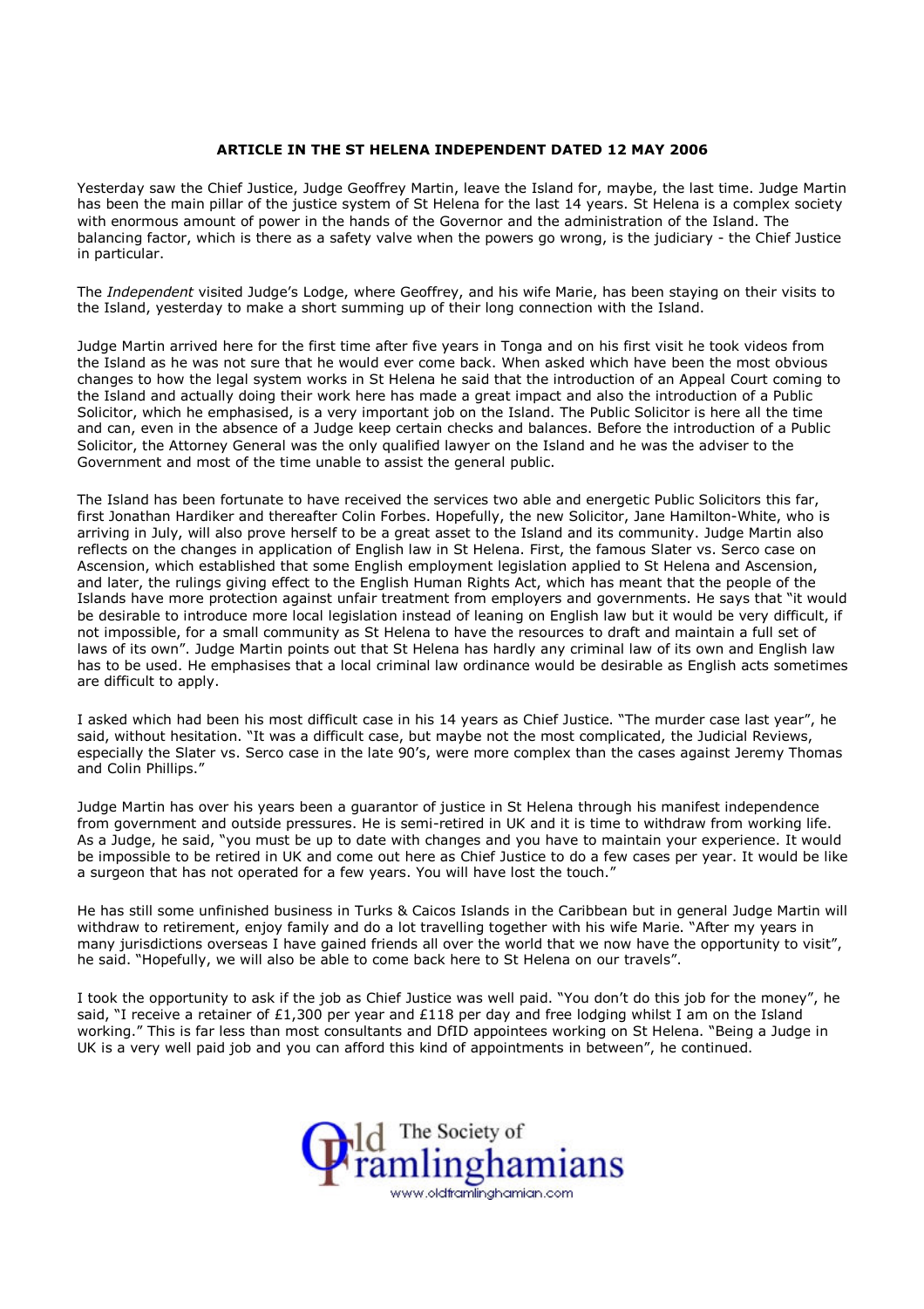**ARTICLE IN THE ST HELENA INDEPENDENT DATED 12 MAY 2006**

Yesterday saw the Chief Justice, Judge Geoffrey Martin, leave the Island for, maybe, the last time. Judge Martin has been the main pillar of the justice system of St Helena for the last 14 years. St Helena is a complex society with enormous amount of power in the hands of the Governor and the administration of the Island. The balancing factor, which is there as a safety valve when the powers go wrong, is the judiciary - the Chief Justice in particular.

The *Independent* visited Judge's Lodge, where Geoffrey, and his wife Marie, has been staying on their visits to the Island, yesterday to make a short summing up of their long connection with the Island.

Judge Martin arrived here for the first time after five years in Tonga and on his first visit he took videos from the Island as he was not sure that he would ever come back. When asked which have been the most obvious changes to how the legal system works in St Helena he said that the introduction of an Appeal Court coming to the Island and actually doing their work here has made a great impact and also the introduction of a Public Solicitor, which he emphasised, is a very important job on the Island. The Public Solicitor is here all the time and can, even in the absence of a Judge keep certain checks and balances. Before the introduction of a Public Solicitor, the Attorney General was the only qualified lawyer on the Island and he was the adviser to the Government and most of the time unable to assist the general public.

The Island has been fortunate to have received the services two able and energetic Public Solicitors this far, first Jonathan Hardiker and thereafter Colin Forbes. Hopefully, the new Solicitor, Jane Hamilton-White, who is arriving in July, will also prove herself to be a great asset to the Island and its community. Judge Martin also reflects on the changes in application of English law in St Helena. First, the famous Slater vs. Serco case on Ascension, which established that some English employment legislation applied to St Helena and Ascension, and later, the rulings giving effect to the English Human Rights Act, which has meant that the people of the Islands have more protection against unfair treatment from employers and governments. He says that "it would be desirable to introduce more local legislation instead of leaning on English law but it would be very difficult, if not impossible, for a small community as St Helena to have the resources to draft and maintain a full set of laws of its own". Judge Martin points out that St Helena has hardly any criminal law of its own and English law has to be used. He emphasises that a local criminal law ordinance would be desirable as English acts sometimes are difficult to apply.

I asked which had been his most difficult case in his 14 years as Chief Justice. "The murder case last year", he said, without hesitation. "It was a difficult case, but maybe not the most complicated, the Judicial Reviews, especially the Slater vs. Serco case in the late 90's, were more complex than the cases against Jeremy Thomas and Colin Phillips."

Judge Martin has over his years been a guarantor of justice in St Helena through his manifest independence from government and outside pressures. He is semi-retired in UK and it is time to withdraw from working life. As a Judge, he said, "you must be up to date with changes and you have to maintain your experience. It would be impossible to be retired in UK and come out here as Chief Justice to do a few cases per year. It would be like a surgeon that has not operated for a few years. You will have lost the touch."

He has still some unfinished business in Turks & Caicos Islands in the Caribbean but in general Judge Martin will withdraw to retirement, enjoy family and do a lot travelling together with his wife Marie. "After my years in many jurisdictions overseas I have gained friends all over the world that we now have the opportunity to visit", he said. "Hopefully, we will also be able to come back here to St Helena on our travels".

I took the opportunity to ask if the job as Chief Justice was well paid. "You don't do this job for the money", he said, "I receive a retainer of £1,300 per year and £118 per day and free lodging whilst I am on the Island working." This is far less than most consultants and DfID appointees working on St Helena. "Being a Judge in UK is a very well paid job and you can afford this kind of appointments in between", he continued.

The Society of Old Framlinghamians
www.oldframlinghamian.com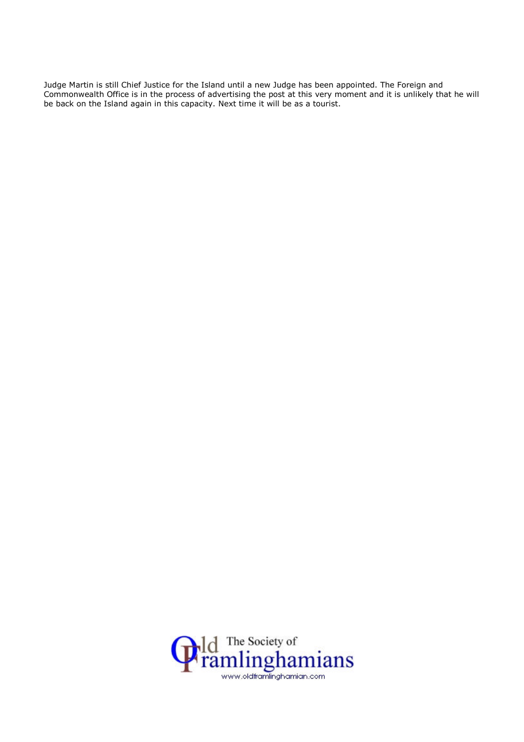Judge Martin is still Chief Justice for the Island until a new Judge has been appointed. The Foreign and Commonwealth Office is in the process of advertising the post at this very moment and it is unlikely that he will be back on the Island again in this capacity. Next time it will be as a tourist.